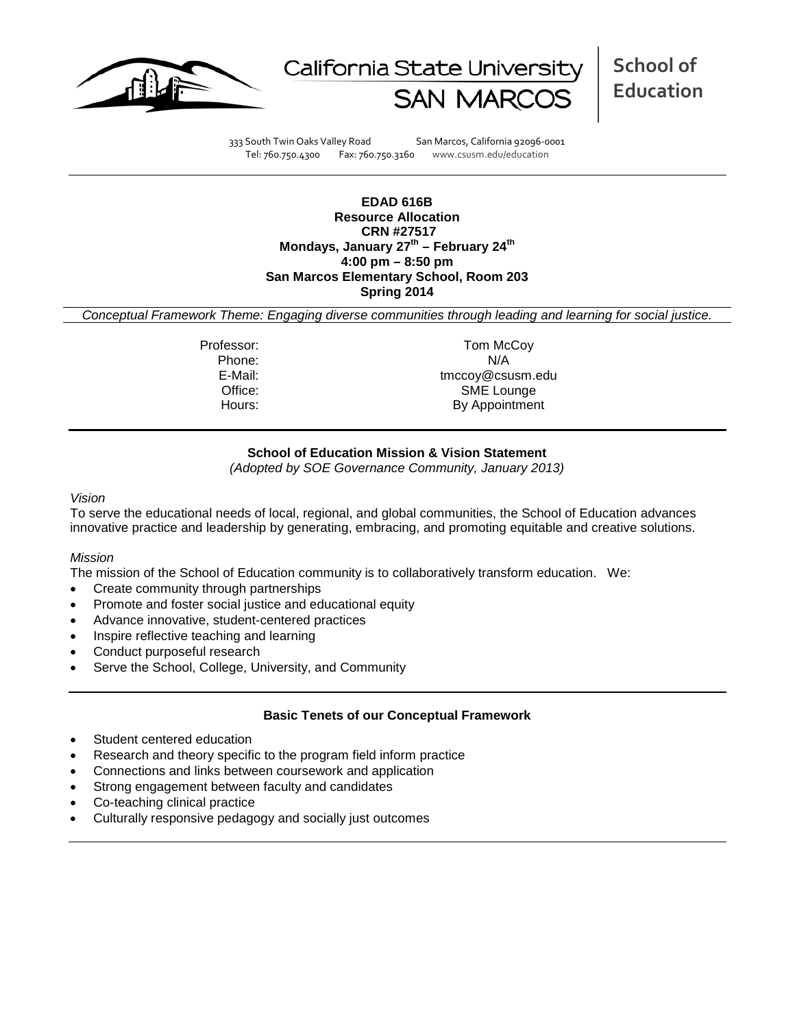California State University SAN MARCOS

**School of Education**

333 South Twin Oaks Valley Road San Marcos, California 92096-0001
Tel: 760.750.4300 Fax: 760.750.3160 www.csusm.edu/education

**EDAD 616B**
**Resource Allocation**
**CRN #27517**
**Mondays, January 27th – February 24th**
**4:00 pm – 8:50 pm**
**San Marcos Elementary School, Room 203**
**Spring 2014**

*Conceptual Framework Theme: Engaging diverse communities through leading and learning for social justice.*

| | |
|---|---|
| Professor: | Tom McCoy |
| Phone: | N/A |
| E-Mail: | tmccoy@csusm.edu |
| Office: | SME Lounge |
| Hours: | By Appointment |

## School of Education Mission & Vision Statement

*(Adopted by SOE Governance Community, January 2013)*

*Vision*

To serve the educational needs of local, regional, and global communities, the School of Education advances innovative practice and leadership by generating, embracing, and promoting equitable and creative solutions.

*Mission*

The mission of the School of Education community is to collaboratively transform education. We:

- Create community through partnerships
- Promote and foster social justice and educational equity
- Advance innovative, student-centered practices
- Inspire reflective teaching and learning
- Conduct purposeful research
- Serve the School, College, University, and Community

## Basic Tenets of our Conceptual Framework

- Student centered education
- Research and theory specific to the program field inform practice
- Connections and links between coursework and application
- Strong engagement between faculty and candidates
- Co-teaching clinical practice
- Culturally responsive pedagogy and socially just outcomes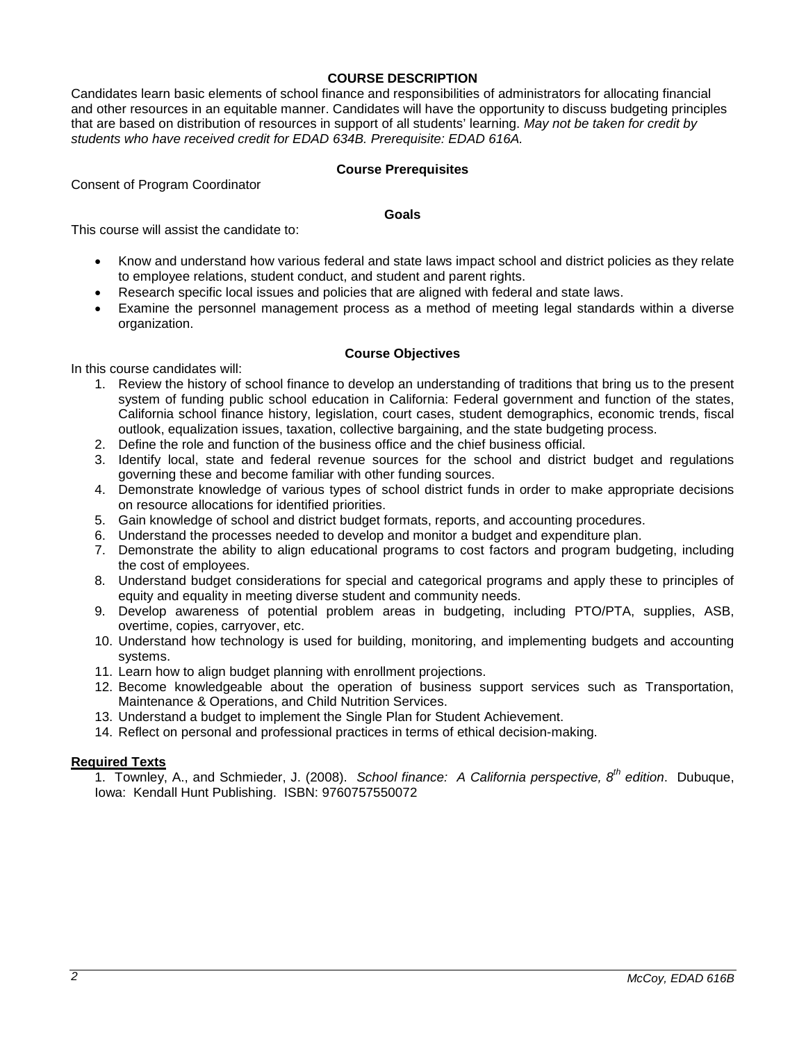## COURSE DESCRIPTION

Candidates learn basic elements of school finance and responsibilities of administrators for allocating financial and other resources in an equitable manner. Candidates will have the opportunity to discuss budgeting principles that are based on distribution of resources in support of all students' learning. *May not be taken for credit by students who have received credit for EDAD 634B. Prerequisite: EDAD 616A.*

### Course Prerequisites

Consent of Program Coordinator

### Goals

This course will assist the candidate to:

- Know and understand how various federal and state laws impact school and district policies as they relate to employee relations, student conduct, and student and parent rights.
- Research specific local issues and policies that are aligned with federal and state laws.
- Examine the personnel management process as a method of meeting legal standards within a diverse organization.

### Course Objectives

In this course candidates will:

1. Review the history of school finance to develop an understanding of traditions that bring us to the present system of funding public school education in California: Federal government and function of the states, California school finance history, legislation, court cases, student demographics, economic trends, fiscal outlook, equalization issues, taxation, collective bargaining, and the state budgeting process.
2. Define the role and function of the business office and the chief business official.
3. Identify local, state and federal revenue sources for the school and district budget and regulations governing these and become familiar with other funding sources.
4. Demonstrate knowledge of various types of school district funds in order to make appropriate decisions on resource allocations for identified priorities.
5. Gain knowledge of school and district budget formats, reports, and accounting procedures.
6. Understand the processes needed to develop and monitor a budget and expenditure plan.
7. Demonstrate the ability to align educational programs to cost factors and program budgeting, including the cost of employees.
8. Understand budget considerations for special and categorical programs and apply these to principles of equity and equality in meeting diverse student and community needs.
9. Develop awareness of potential problem areas in budgeting, including PTO/PTA, supplies, ASB, overtime, copies, carryover, etc.
10. Understand how technology is used for building, monitoring, and implementing budgets and accounting systems.
11. Learn how to align budget planning with enrollment projections.
12. Become knowledgeable about the operation of business support services such as Transportation, Maintenance & Operations, and Child Nutrition Services.
13. Understand a budget to implement the Single Plan for Student Achievement.
14. Reflect on personal and professional practices in terms of ethical decision-making.

**Required Texts**

1. Townley, A., and Schmieder, J. (2008). *School finance: A California perspective, 8th edition*. Dubuque, Iowa: Kendall Hunt Publishing. ISBN: 9760757550072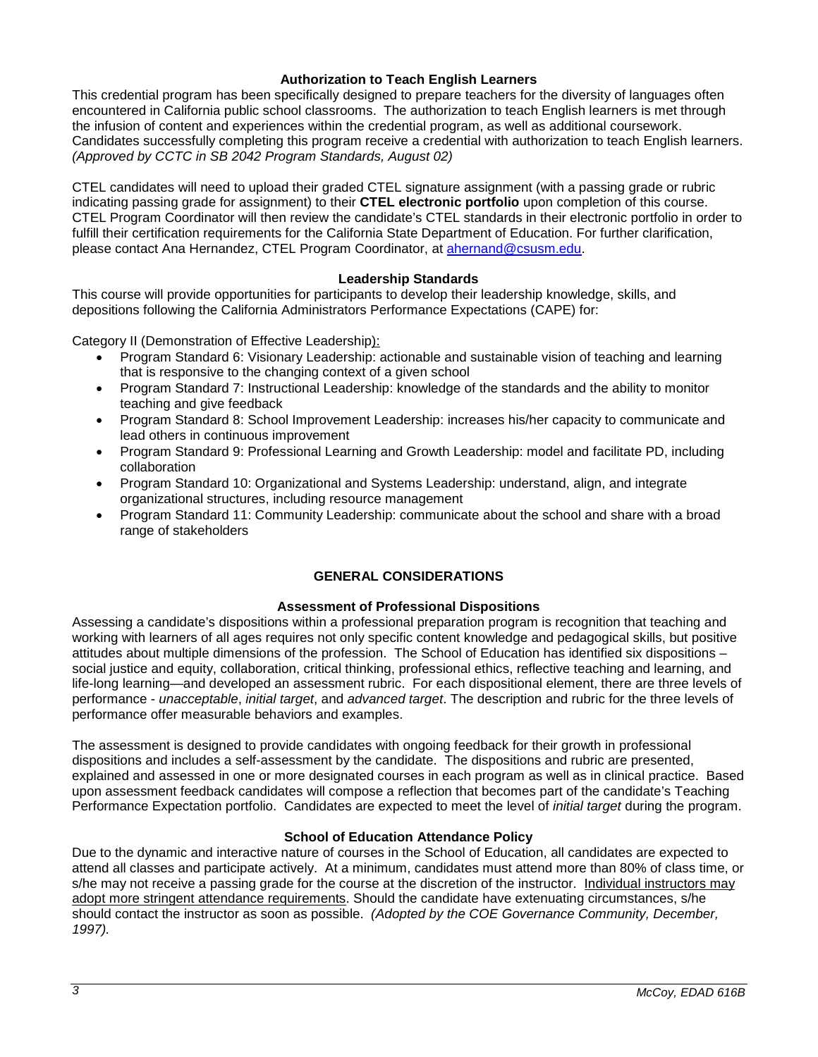### Authorization to Teach English Learners

This credential program has been specifically designed to prepare teachers for the diversity of languages often encountered in California public school classrooms. The authorization to teach English learners is met through the infusion of content and experiences within the credential program, as well as additional coursework. Candidates successfully completing this program receive a credential with authorization to teach English learners. *(Approved by CCTC in SB 2042 Program Standards, August 02)*

CTEL candidates will need to upload their graded CTEL signature assignment (with a passing grade or rubric indicating passing grade for assignment) to their **CTEL electronic portfolio** upon completion of this course. CTEL Program Coordinator will then review the candidate's CTEL standards in their electronic portfolio in order to fulfill their certification requirements for the California State Department of Education. For further clarification, please contact Ana Hernandez, CTEL Program Coordinator, at ahernand@csusm.edu.

### Leadership Standards

This course will provide opportunities for participants to develop their leadership knowledge, skills, and depositions following the California Administrators Performance Expectations (CAPE) for:

Category II (Demonstration of Effective Leadership):

- Program Standard 6: Visionary Leadership: actionable and sustainable vision of teaching and learning that is responsive to the changing context of a given school
- Program Standard 7: Instructional Leadership: knowledge of the standards and the ability to monitor teaching and give feedback
- Program Standard 8: School Improvement Leadership: increases his/her capacity to communicate and lead others in continuous improvement
- Program Standard 9: Professional Learning and Growth Leadership: model and facilitate PD, including collaboration
- Program Standard 10: Organizational and Systems Leadership: understand, align, and integrate organizational structures, including resource management
- Program Standard 11: Community Leadership: communicate about the school and share with a broad range of stakeholders

## GENERAL CONSIDERATIONS

### Assessment of Professional Dispositions

Assessing a candidate's dispositions within a professional preparation program is recognition that teaching and working with learners of all ages requires not only specific content knowledge and pedagogical skills, but positive attitudes about multiple dimensions of the profession. The School of Education has identified six dispositions – social justice and equity, collaboration, critical thinking, professional ethics, reflective teaching and learning, and life-long learning—and developed an assessment rubric. For each dispositional element, there are three levels of performance - *unacceptable*, *initial target*, and *advanced target*. The description and rubric for the three levels of performance offer measurable behaviors and examples.

The assessment is designed to provide candidates with ongoing feedback for their growth in professional dispositions and includes a self-assessment by the candidate. The dispositions and rubric are presented, explained and assessed in one or more designated courses in each program as well as in clinical practice. Based upon assessment feedback candidates will compose a reflection that becomes part of the candidate's Teaching Performance Expectation portfolio. Candidates are expected to meet the level of *initial target* during the program.

### School of Education Attendance Policy

Due to the dynamic and interactive nature of courses in the School of Education, all candidates are expected to attend all classes and participate actively. At a minimum, candidates must attend more than 80% of class time, or s/he may not receive a passing grade for the course at the discretion of the instructor. Individual instructors may adopt more stringent attendance requirements. Should the candidate have extenuating circumstances, s/he should contact the instructor as soon as possible. *(Adopted by the COE Governance Community, December, 1997).*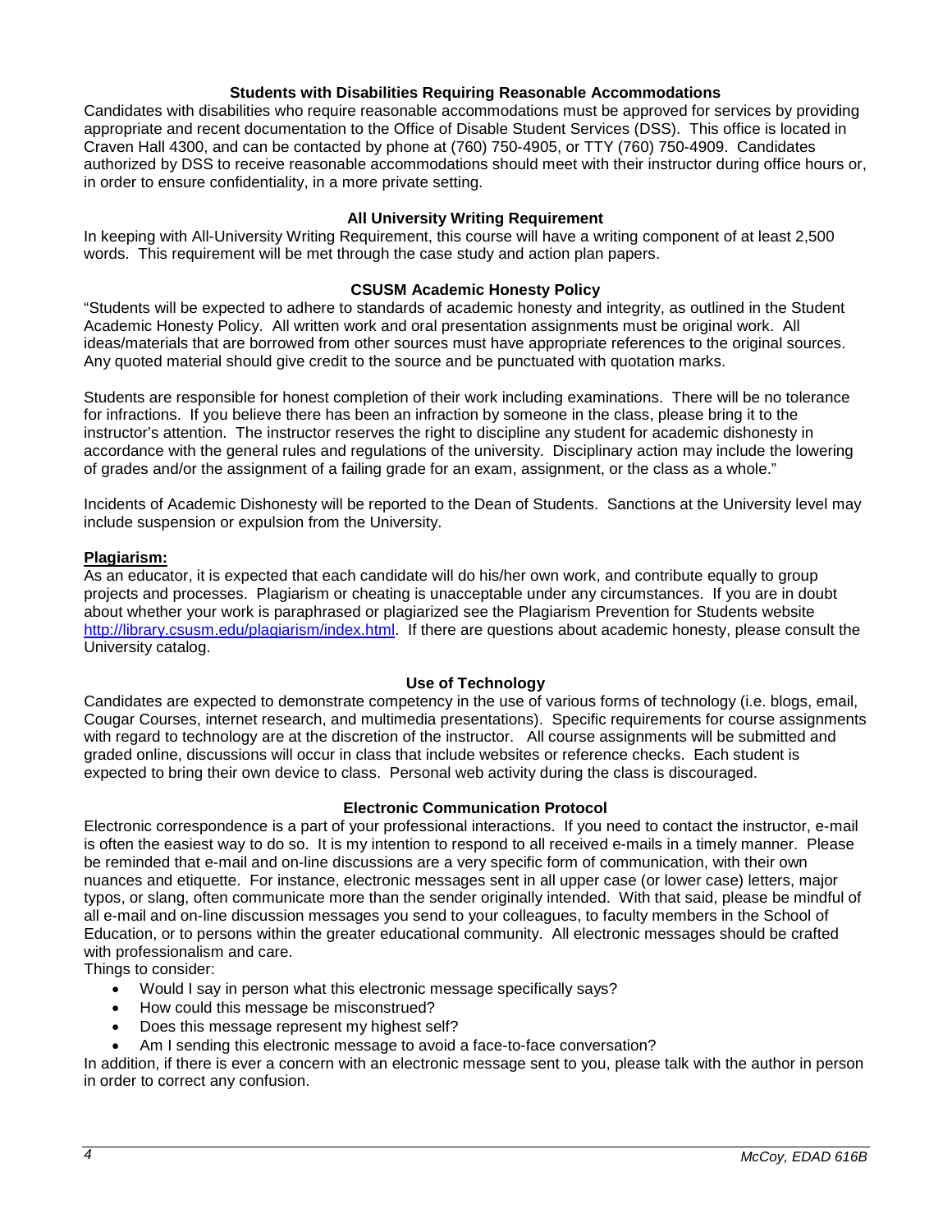### Students with Disabilities Requiring Reasonable Accommodations

Candidates with disabilities who require reasonable accommodations must be approved for services by providing appropriate and recent documentation to the Office of Disable Student Services (DSS). This office is located in Craven Hall 4300, and can be contacted by phone at (760) 750-4905, or TTY (760) 750-4909. Candidates authorized by DSS to receive reasonable accommodations should meet with their instructor during office hours or, in order to ensure confidentiality, in a more private setting.

### All University Writing Requirement

In keeping with All-University Writing Requirement, this course will have a writing component of at least 2,500 words. This requirement will be met through the case study and action plan papers.

### CSUSM Academic Honesty Policy

"Students will be expected to adhere to standards of academic honesty and integrity, as outlined in the Student Academic Honesty Policy. All written work and oral presentation assignments must be original work. All ideas/materials that are borrowed from other sources must have appropriate references to the original sources. Any quoted material should give credit to the source and be punctuated with quotation marks.

Students are responsible for honest completion of their work including examinations. There will be no tolerance for infractions. If you believe there has been an infraction by someone in the class, please bring it to the instructor's attention. The instructor reserves the right to discipline any student for academic dishonesty in accordance with the general rules and regulations of the university. Disciplinary action may include the lowering of grades and/or the assignment of a failing grade for an exam, assignment, or the class as a whole."

Incidents of Academic Dishonesty will be reported to the Dean of Students. Sanctions at the University level may include suspension or expulsion from the University.

**Plagiarism:**

As an educator, it is expected that each candidate will do his/her own work, and contribute equally to group projects and processes. Plagiarism or cheating is unacceptable under any circumstances. If you are in doubt about whether your work is paraphrased or plagiarized see the Plagiarism Prevention for Students website [http://library.csusm.edu/plagiarism/index.html](http://library.csusm.edu/plagiarism/index.html). If there are questions about academic honesty, please consult the University catalog.

### Use of Technology

Candidates are expected to demonstrate competency in the use of various forms of technology (i.e. blogs, email, Cougar Courses, internet research, and multimedia presentations). Specific requirements for course assignments with regard to technology are at the discretion of the instructor. All course assignments will be submitted and graded online, discussions will occur in class that include websites or reference checks. Each student is expected to bring their own device to class. Personal web activity during the class is discouraged.

### Electronic Communication Protocol

Electronic correspondence is a part of your professional interactions. If you need to contact the instructor, e-mail is often the easiest way to do so. It is my intention to respond to all received e-mails in a timely manner. Please be reminded that e-mail and on-line discussions are a very specific form of communication, with their own nuances and etiquette. For instance, electronic messages sent in all upper case (or lower case) letters, major typos, or slang, often communicate more than the sender originally intended. With that said, please be mindful of all e-mail and on-line discussion messages you send to your colleagues, to faculty members in the School of Education, or to persons within the greater educational community. All electronic messages should be crafted with professionalism and care.

Things to consider:

- Would I say in person what this electronic message specifically says?
- How could this message be misconstrued?
- Does this message represent my highest self?
- Am I sending this electronic message to avoid a face-to-face conversation?

In addition, if there is ever a concern with an electronic message sent to you, please talk with the author in person in order to correct any confusion.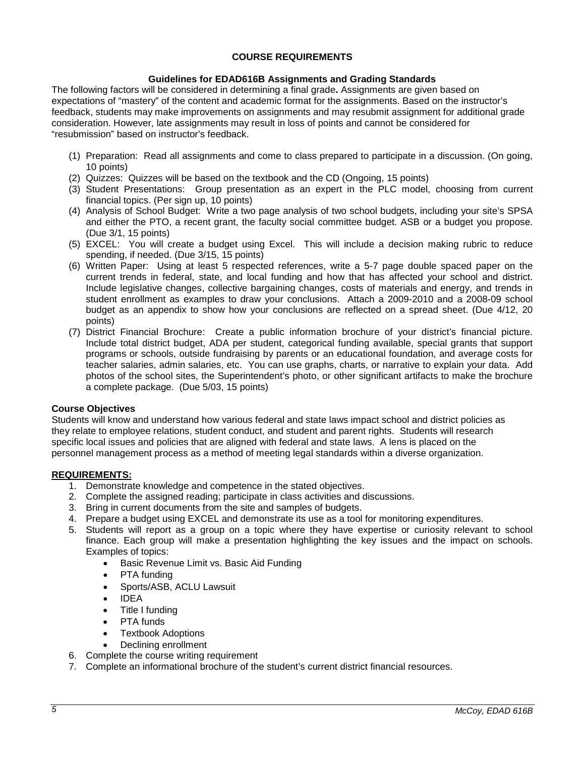## COURSE REQUIREMENTS

### Guidelines for EDAD616B Assignments and Grading Standards

The following factors will be considered in determining a final grade**.** Assignments are given based on expectations of "mastery" of the content and academic format for the assignments. Based on the instructor's feedback, students may make improvements on assignments and may resubmit assignment for additional grade consideration. However, late assignments may result in loss of points and cannot be considered for "resubmission" based on instructor's feedback.

(1) Preparation: Read all assignments and come to class prepared to participate in a discussion. (On going, 10 points)
(2) Quizzes: Quizzes will be based on the textbook and the CD (Ongoing, 15 points)
(3) Student Presentations: Group presentation as an expert in the PLC model, choosing from current financial topics. (Per sign up, 10 points)
(4) Analysis of School Budget: Write a two page analysis of two school budgets, including your site's SPSA and either the PTO, a recent grant, the faculty social committee budget. ASB or a budget you propose. (Due 3/1, 15 points)
(5) EXCEL: You will create a budget using Excel. This will include a decision making rubric to reduce spending, if needed. (Due 3/15, 15 points)
(6) Written Paper: Using at least 5 respected references, write a 5-7 page double spaced paper on the current trends in federal, state, and local funding and how that has affected your school and district. Include legislative changes, collective bargaining changes, costs of materials and energy, and trends in student enrollment as examples to draw your conclusions. Attach a 2009-2010 and a 2008-09 school budget as an appendix to show how your conclusions are reflected on a spread sheet. (Due 4/12, 20 points)
(7) District Financial Brochure: Create a public information brochure of your district's financial picture. Include total district budget, ADA per student, categorical funding available, special grants that support programs or schools, outside fundraising by parents or an educational foundation, and average costs for teacher salaries, admin salaries, etc. You can use graphs, charts, or narrative to explain your data. Add photos of the school sites, the Superintendent's photo, or other significant artifacts to make the brochure a complete package. (Due 5/03, 15 points)

### Course Objectives

Students will know and understand how various federal and state laws impact school and district policies as they relate to employee relations, student conduct, and student and parent rights. Students will research specific local issues and policies that are aligned with federal and state laws. A lens is placed on the personnel management process as a method of meeting legal standards within a diverse organization.

### REQUIREMENTS:

1. Demonstrate knowledge and competence in the stated objectives.
2. Complete the assigned reading; participate in class activities and discussions.
3. Bring in current documents from the site and samples of budgets.
4. Prepare a budget using EXCEL and demonstrate its use as a tool for monitoring expenditures.
5. Students will report as a group on a topic where they have expertise or curiosity relevant to school finance. Each group will make a presentation highlighting the key issues and the impact on schools. Examples of topics:
   - Basic Revenue Limit vs. Basic Aid Funding
   - PTA funding
   - Sports/ASB, ACLU Lawsuit
   - IDEA
   - Title I funding
   - PTA funds
   - Textbook Adoptions
   - Declining enrollment
6. Complete the course writing requirement
7. Complete an informational brochure of the student's current district financial resources.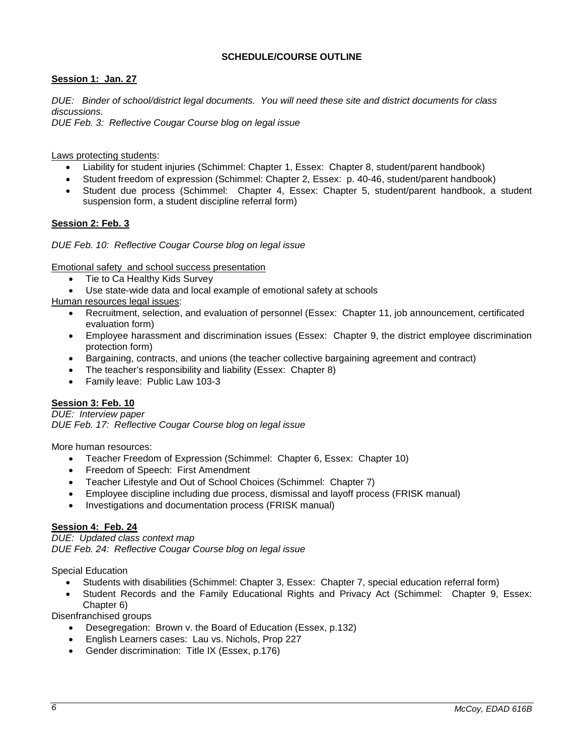## SCHEDULE/COURSE OUTLINE

**Session 1: Jan. 27**

*DUE: Binder of school/district legal documents. You will need these site and district documents for class discussions.*
*DUE Feb. 3: Reflective Cougar Course blog on legal issue*

Laws protecting students:

- Liability for student injuries (Schimmel: Chapter 1, Essex: Chapter 8, student/parent handbook)
- Student freedom of expression (Schimmel: Chapter 2, Essex: p. 40-46, student/parent handbook)
- Student due process (Schimmel: Chapter 4, Essex: Chapter 5, student/parent handbook, a student suspension form, a student discipline referral form)

**Session 2: Feb. 3**

*DUE Feb. 10: Reflective Cougar Course blog on legal issue*

Emotional safety and school success presentation

- Tie to Ca Healthy Kids Survey
- Use state-wide data and local example of emotional safety at schools

Human resources legal issues:

- Recruitment, selection, and evaluation of personnel (Essex: Chapter 11, job announcement, certificated evaluation form)
- Employee harassment and discrimination issues (Essex: Chapter 9, the district employee discrimination protection form)
- Bargaining, contracts, and unions (the teacher collective bargaining agreement and contract)
- The teacher's responsibility and liability (Essex: Chapter 8)
- Family leave: Public Law 103-3

**Session 3: Feb. 10**

*DUE: Interview paper*
*DUE Feb. 17: Reflective Cougar Course blog on legal issue*

More human resources:

- Teacher Freedom of Expression (Schimmel: Chapter 6, Essex: Chapter 10)
- Freedom of Speech: First Amendment
- Teacher Lifestyle and Out of School Choices (Schimmel: Chapter 7)
- Employee discipline including due process, dismissal and layoff process (FRISK manual)
- Investigations and documentation process (FRISK manual)

**Session 4: Feb. 24**

*DUE: Updated class context map*
*DUE Feb. 24: Reflective Cougar Course blog on legal issue*

Special Education

- Students with disabilities (Schimmel: Chapter 3, Essex: Chapter 7, special education referral form)
- Student Records and the Family Educational Rights and Privacy Act (Schimmel: Chapter 9, Essex: Chapter 6)

Disenfranchised groups

- Desegregation: Brown v. the Board of Education (Essex, p.132)
- English Learners cases: Lau vs. Nichols, Prop 227
- Gender discrimination: Title IX (Essex, p.176)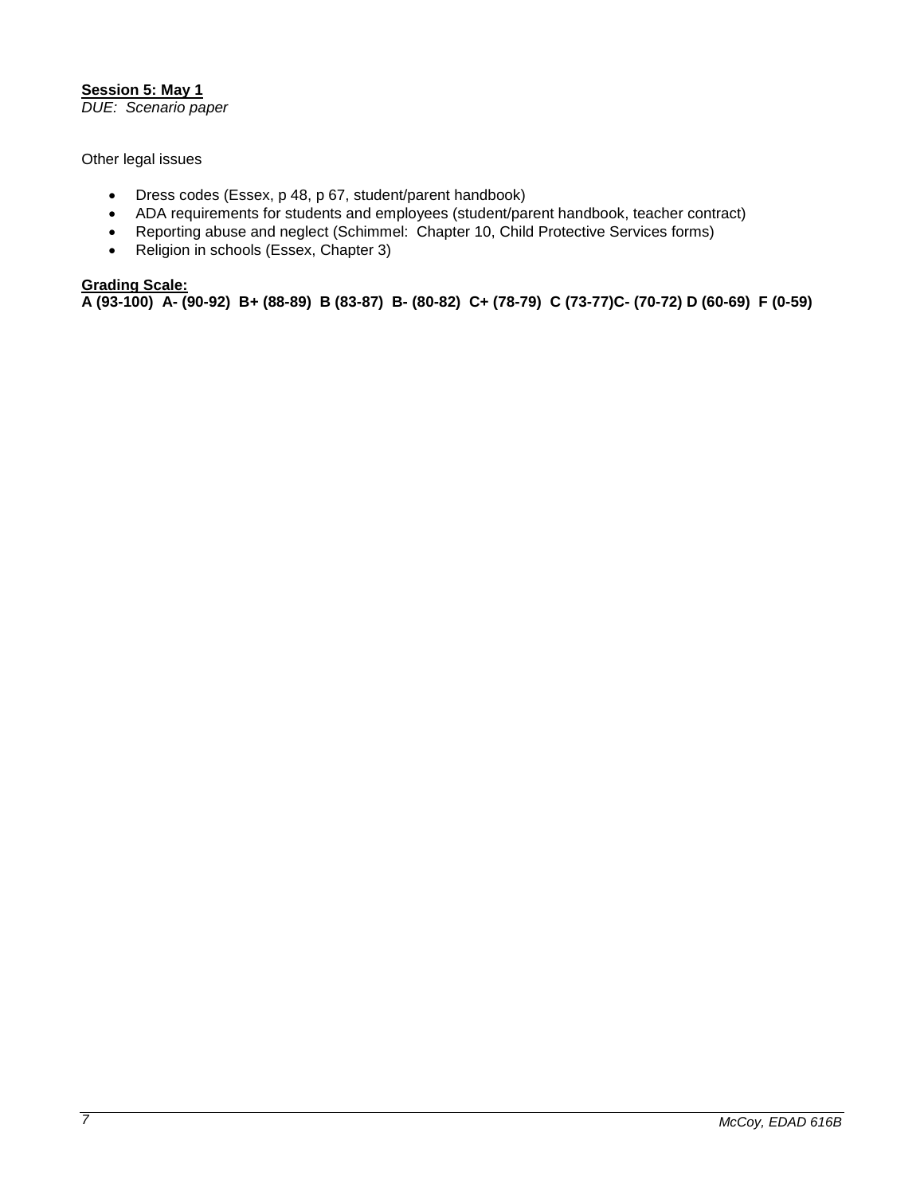**Session 5: May 1**

*DUE: Scenario paper*

Other legal issues

- Dress codes (Essex, p 48, p 67, student/parent handbook)
- ADA requirements for students and employees (student/parent handbook, teacher contract)
- Reporting abuse and neglect (Schimmel: Chapter 10, Child Protective Services forms)
- Religion in schools (Essex, Chapter 3)

**Grading Scale:**

**A (93-100) A- (90-92) B+ (88-89) B (83-87) B- (80-82) C+ (78-79) C (73-77)C- (70-72) D (60-69) F (0-59)**